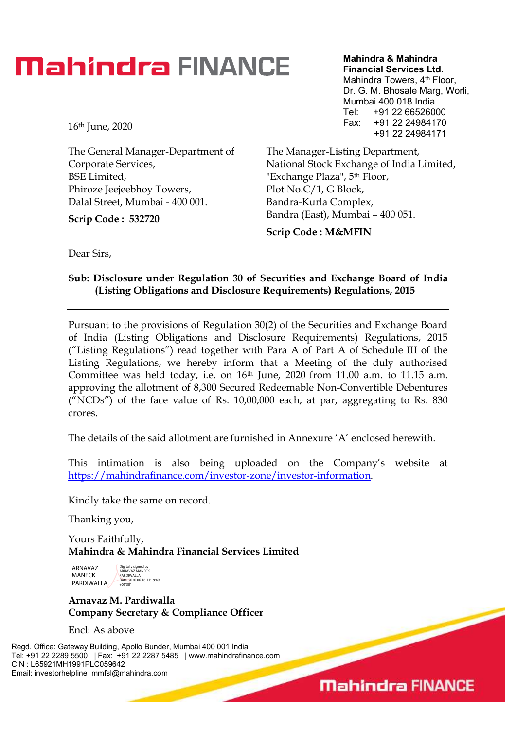# Mahindra FINANCE

**Mahindra & Mahindra Financial Services Ltd.**
Mahindra Towers, 4th Floor,
Dr. G. M. Bhosale Marg, Worli,
Mumbai 400 018 India
Tel: +91 22 66526000
Fax: +91 22 24984170
+91 22 24984171

16th June, 2020

The General Manager-Department of Corporate Services,
BSE Limited,
Phiroze Jeejeebhoy Towers,
Dalal Street, Mumbai - 400 001.

**Scrip Code : 532720**

The Manager-Listing Department,
National Stock Exchange of India Limited,
"Exchange Plaza", 5th Floor,
Plot No.C/1, G Block,
Bandra-Kurla Complex,
Bandra (East), Mumbai – 400 051.

**Scrip Code : M&MFIN**

Dear Sirs,

**Sub: Disclosure under Regulation 30 of Securities and Exchange Board of India (Listing Obligations and Disclosure Requirements) Regulations, 2015**

---

Pursuant to the provisions of Regulation 30(2) of the Securities and Exchange Board of India (Listing Obligations and Disclosure Requirements) Regulations, 2015 ("Listing Regulations") read together with Para A of Part A of Schedule III of the Listing Regulations, we hereby inform that a Meeting of the duly authorised Committee was held today, i.e. on 16th June, 2020 from 11.00 a.m. to 11.15 a.m. approving the allotment of 8,300 Secured Redeemable Non-Convertible Debentures ("NCDs") of the face value of Rs. 10,00,000 each, at par, aggregating to Rs. 830 crores.

The details of the said allotment are furnished in Annexure 'A' enclosed herewith.

This intimation is also being uploaded on the Company's website at https://mahindrafinance.com/investor-zone/investor-information.

Kindly take the same on record.

Thanking you,

Yours Faithfully,
**Mahindra & Mahindra Financial Services Limited**

ARNAVAZ MANECK PARDIWALLA
Digitally signed by ARNAVAZ MANECK PARDIWALLA
Date: 2020.06.16 11:19:49 +05'30'

**Arnavaz M. Pardiwalla**
**Company Secretary & Compliance Officer**

Encl: As above

Regd. Office: Gateway Building, Apollo Bunder, Mumbai 400 001 India
Tel: +91 22 2289 5500 | Fax: +91 22 2287 5485 | www.mahindrafinance.com
CIN : L65921MH1991PLC059642
Email: investorhelpline_mmfsl@mahindra.com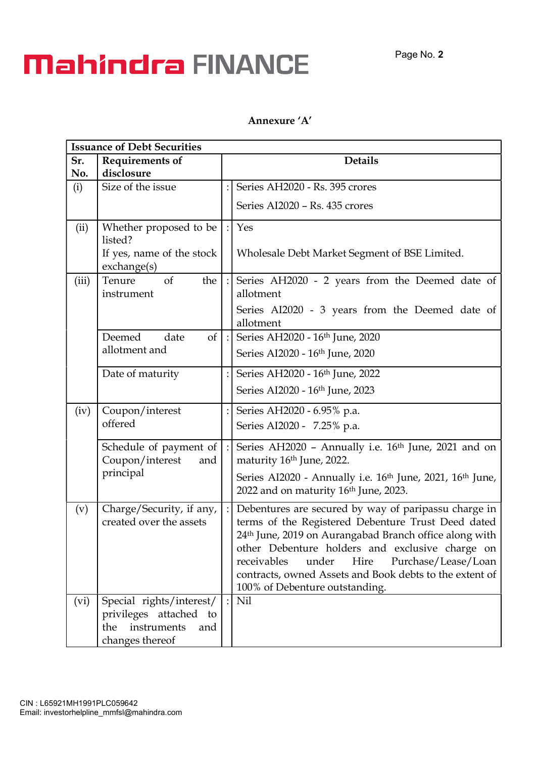**Annexure 'A'**

| Issuance of Debt Securities | | | |
|---|---|---|---|
| **Sr. No.** | **Requirements of disclosure** | | **Details** |
| (i) | Size of the issue | : | Series AH2020 - Rs. 395 crores<br>Series AI2020 – Rs. 435 crores |
| (ii) | Whether proposed to be listed?<br>If yes, name of the stock exchange(s) | : | Yes<br>Wholesale Debt Market Segment of BSE Limited. |
| (iii) | Tenure of the instrument | : | Series AH2020 - 2 years from the Deemed date of allotment<br>Series AI2020 - 3 years from the Deemed date of allotment |
| | Deemed date of allotment and | : | Series AH2020 - 16th June, 2020<br>Series AI2020 - 16th June, 2020 |
| | Date of maturity | : | Series AH2020 - 16th June, 2022<br>Series AI2020 - 16th June, 2023 |
| (iv) | Coupon/interest offered | : | Series AH2020 - 6.95% p.a.<br>Series AI2020 - 7.25% p.a. |
| | Schedule of payment of Coupon/interest and principal | : | Series AH2020 – Annually i.e. 16th June, 2021 and on maturity 16th June, 2022.<br>Series AI2020 - Annually i.e. 16th June, 2021, 16th June, 2022 and on maturity 16th June, 2023. |
| (v) | Charge/Security, if any, created over the assets | : | Debentures are secured by way of paripassu charge in terms of the Registered Debenture Trust Deed dated 24th June, 2019 on Aurangabad Branch office along with other Debenture holders and exclusive charge on receivables under Hire Purchase/Lease/Loan contracts, owned Assets and Book debts to the extent of 100% of Debenture outstanding. |
| (vi) | Special rights/interest/ privileges attached to the instruments and changes thereof | : | Nil |

CIN : L65921MH1991PLC059642
Email: investorhelpline_mmfsl@mahindra.com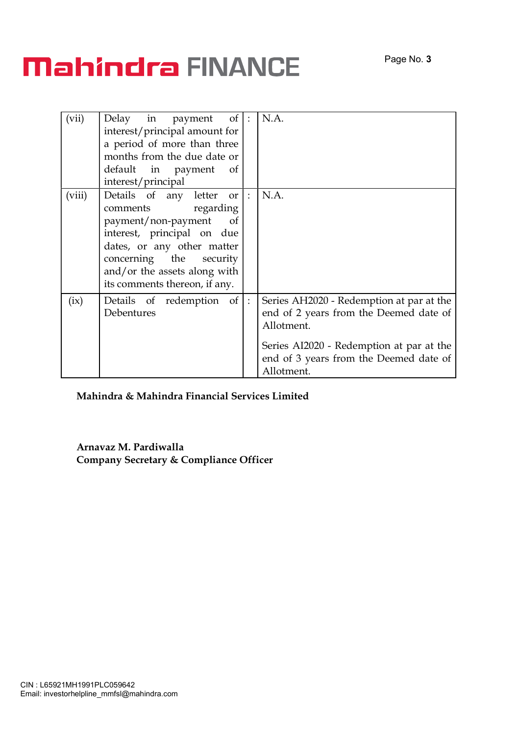| | | | |
|---|---|---|---|
| (vii) | Delay in payment of interest/principal amount for a period of more than three months from the due date or default in payment of interest/principal | : | N.A. |
| (viii) | Details of any letter or comments regarding payment/non-payment of interest, principal on due dates, or any other matter concerning the security and/or the assets along with its comments thereon, if any. | : | N.A. |
| (ix) | Details of redemption of Debentures | : | Series AH2020 - Redemption at par at the end of 2 years from the Deemed date of Allotment.<br><br>Series AI2020 - Redemption at par at the end of 3 years from the Deemed date of Allotment. |

**Mahindra & Mahindra Financial Services Limited**

**Arnavaz M. Pardiwalla**
**Company Secretary & Compliance Officer**